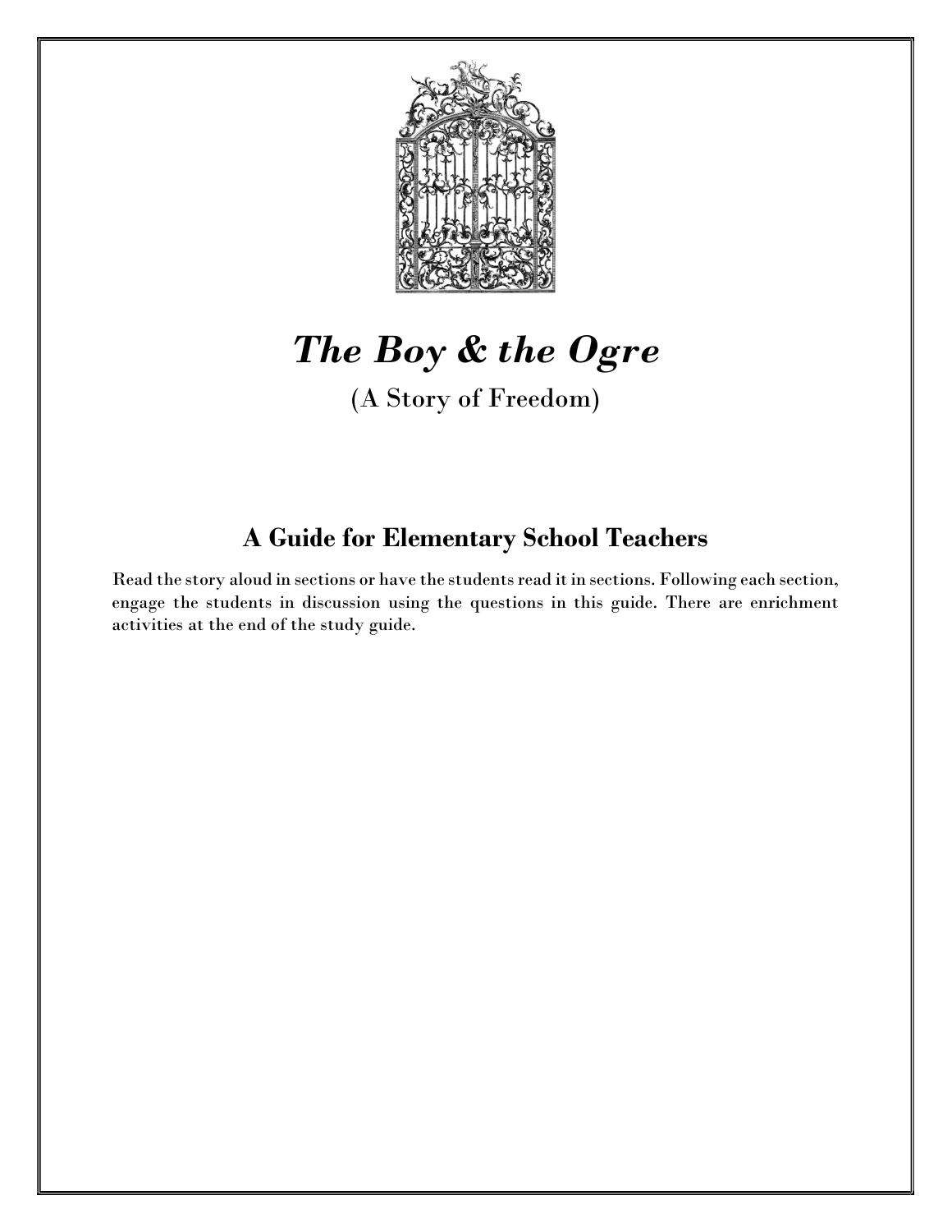# *The Boy & the Ogre*

(A Story of Freedom)

## A Guide for Elementary School Teachers

Read the story aloud in sections or have the students read it in sections. Following each section, engage the students in discussion using the questions in this guide. There are enrichment activities at the end of the study guide.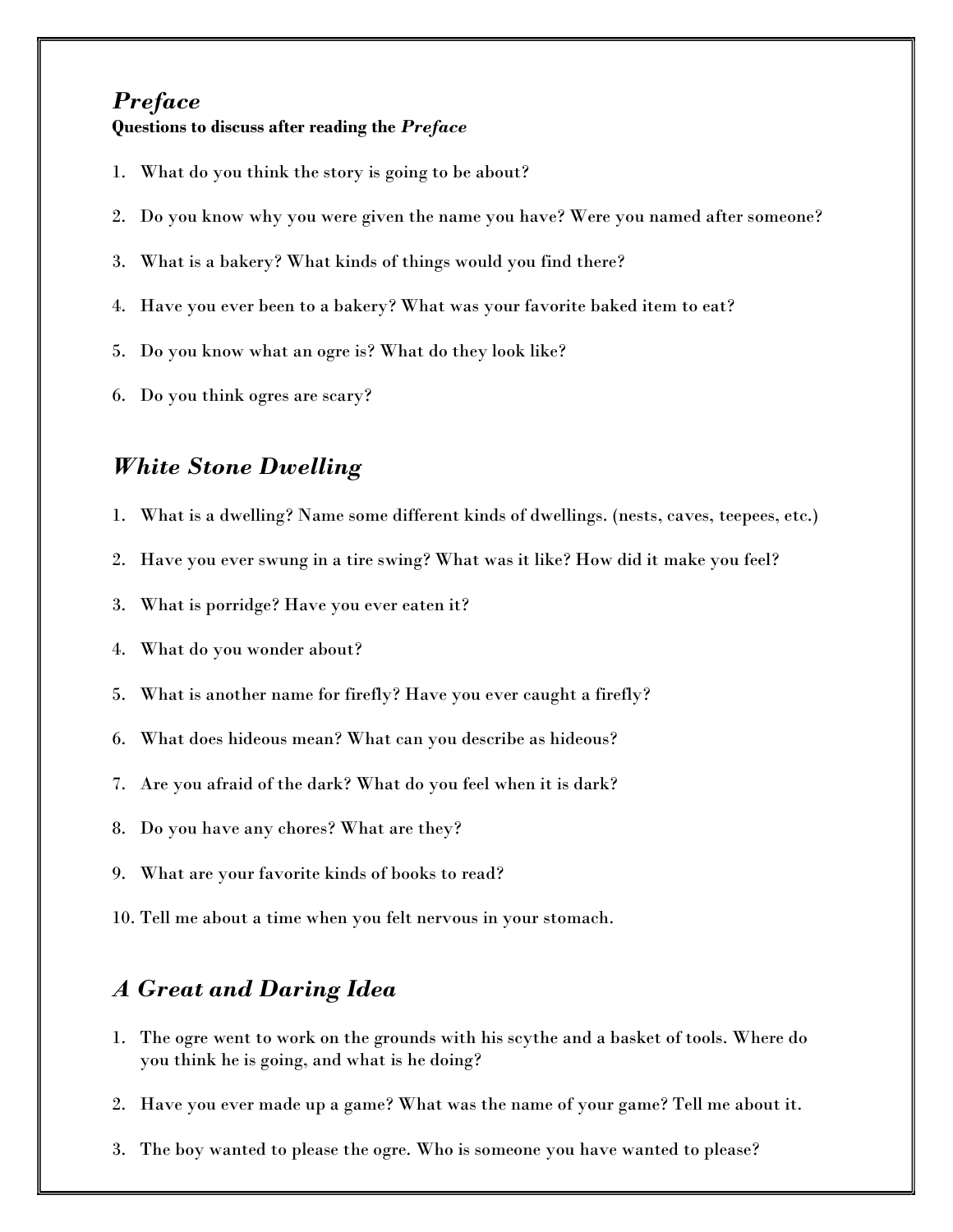## *Preface*

**Questions to discuss after reading the *Preface***

1. What do you think the story is going to be about?
2. Do you know why you were given the name you have? Were you named after someone?
3. What is a bakery? What kinds of things would you find there?
4. Have you ever been to a bakery? What was your favorite baked item to eat?
5. Do you know what an ogre is? What do they look like?
6. Do you think ogres are scary?

## *White Stone Dwelling*

1. What is a dwelling? Name some different kinds of dwellings. (nests, caves, teepees, etc.)
2. Have you ever swung in a tire swing? What was it like? How did it make you feel?
3. What is porridge? Have you ever eaten it?
4. What do you wonder about?
5. What is another name for firefly? Have you ever caught a firefly?
6. What does hideous mean? What can you describe as hideous?
7. Are you afraid of the dark? What do you feel when it is dark?
8. Do you have any chores? What are they?
9. What are your favorite kinds of books to read?
10. Tell me about a time when you felt nervous in your stomach.

## *A Great and Daring Idea*

1. The ogre went to work on the grounds with his scythe and a basket of tools. Where do you think he is going, and what is he doing?
2. Have you ever made up a game? What was the name of your game? Tell me about it.
3. The boy wanted to please the ogre. Who is someone you have wanted to please?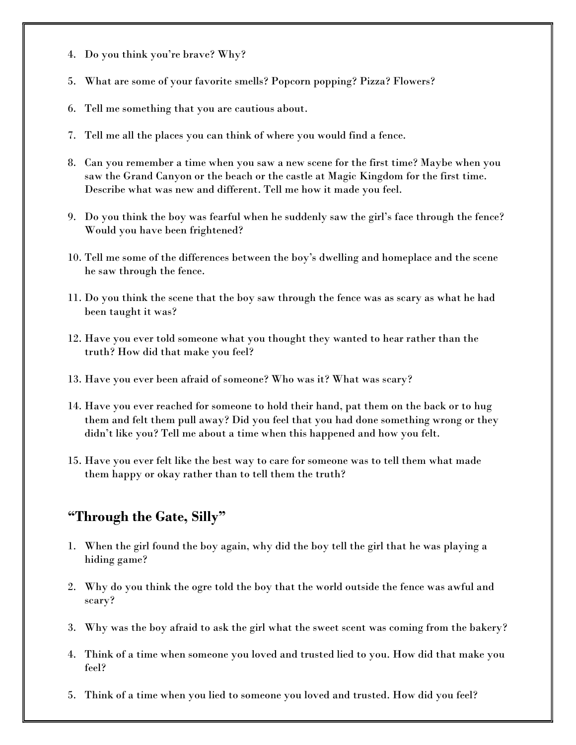4. Do you think you're brave? Why?

5. What are some of your favorite smells? Popcorn popping? Pizza? Flowers?

6. Tell me something that you are cautious about.

7. Tell me all the places you can think of where you would find a fence.

8. Can you remember a time when you saw a new scene for the first time? Maybe when you saw the Grand Canyon or the beach or the castle at Magic Kingdom for the first time. Describe what was new and different. Tell me how it made you feel.

9. Do you think the boy was fearful when he suddenly saw the girl's face through the fence? Would you have been frightened?

10. Tell me some of the differences between the boy's dwelling and homeplace and the scene he saw through the fence.

11. Do you think the scene that the boy saw through the fence was as scary as what he had been taught it was?

12. Have you ever told someone what you thought they wanted to hear rather than the truth? How did that make you feel?

13. Have you ever been afraid of someone? Who was it? What was scary?

14. Have you ever reached for someone to hold their hand, pat them on the back or to hug them and felt them pull away? Did you feel that you had done something wrong or they didn't like you? Tell me about a time when this happened and how you felt.

15. Have you ever felt like the best way to care for someone was to tell them what made them happy or okay rather than to tell them the truth?

## "Through the Gate, Silly"

1. When the girl found the boy again, why did the boy tell the girl that he was playing a hiding game?

2. Why do you think the ogre told the boy that the world outside the fence was awful and scary?

3. Why was the boy afraid to ask the girl what the sweet scent was coming from the bakery?

4. Think of a time when someone you loved and trusted lied to you. How did that make you feel?

5. Think of a time when you lied to someone you loved and trusted. How did you feel?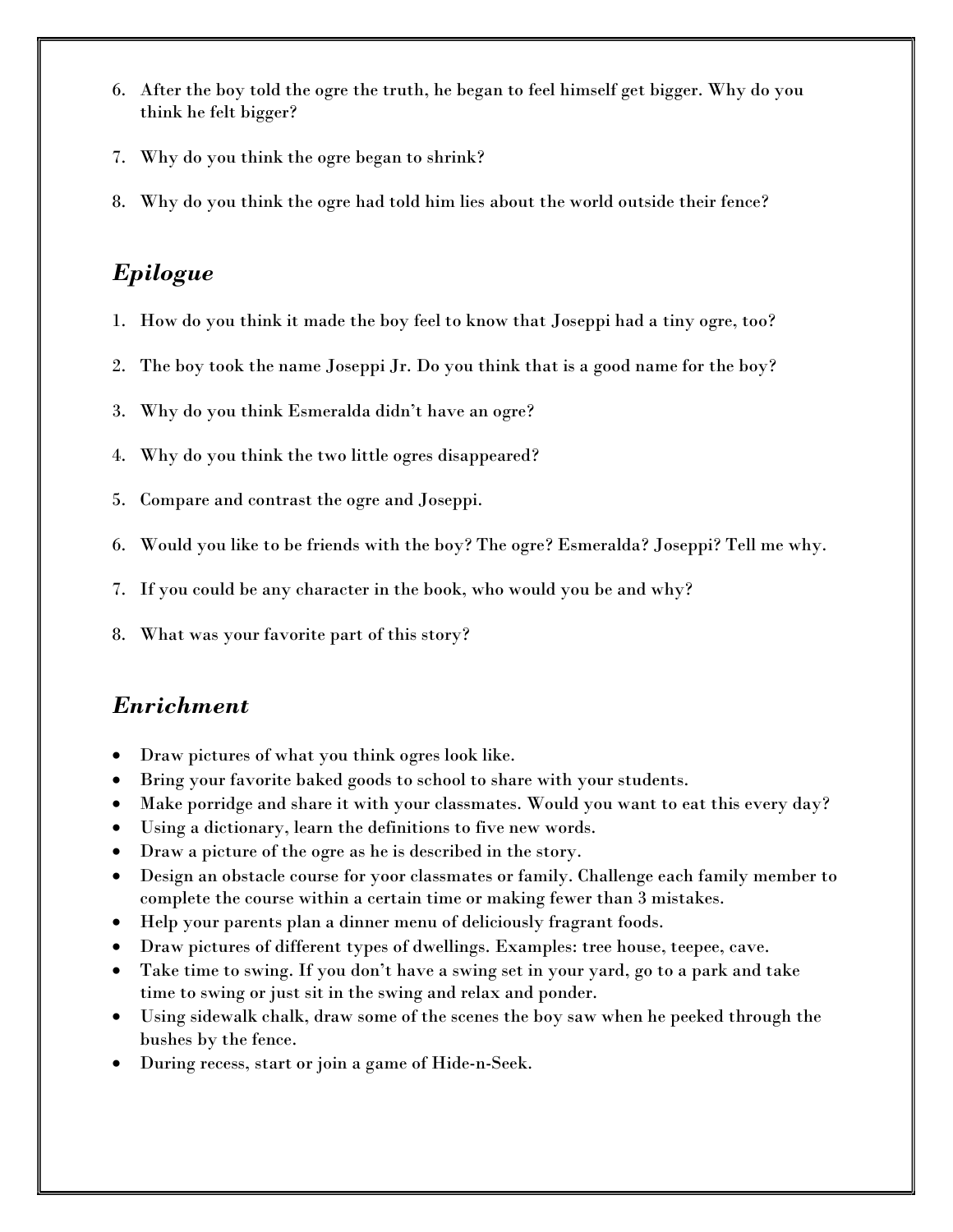6. After the boy told the ogre the truth, he began to feel himself get bigger. Why do you think he felt bigger?

7. Why do you think the ogre began to shrink?

8. Why do you think the ogre had told him lies about the world outside their fence?

## *Epilogue*

1. How do you think it made the boy feel to know that Joseppi had a tiny ogre, too?

2. The boy took the name Joseppi Jr. Do you think that is a good name for the boy?

3. Why do you think Esmeralda didn't have an ogre?

4. Why do you think the two little ogres disappeared?

5. Compare and contrast the ogre and Joseppi.

6. Would you like to be friends with the boy? The ogre? Esmeralda? Joseppi? Tell me why.

7. If you could be any character in the book, who would you be and why?

8. What was your favorite part of this story?

## *Enrichment*

- Draw pictures of what you think ogres look like.
- Bring your favorite baked goods to school to share with your students.
- Make porridge and share it with your classmates. Would you want to eat this every day?
- Using a dictionary, learn the definitions to five new words.
- Draw a picture of the ogre as he is described in the story.
- Design an obstacle course for yoor classmates or family. Challenge each family member to complete the course within a certain time or making fewer than 3 mistakes.
- Help your parents plan a dinner menu of deliciously fragrant foods.
- Draw pictures of different types of dwellings. Examples: tree house, teepee, cave.
- Take time to swing. If you don't have a swing set in your yard, go to a park and take time to swing or just sit in the swing and relax and ponder.
- Using sidewalk chalk, draw some of the scenes the boy saw when he peeked through the bushes by the fence.
- During recess, start or join a game of Hide-n-Seek.